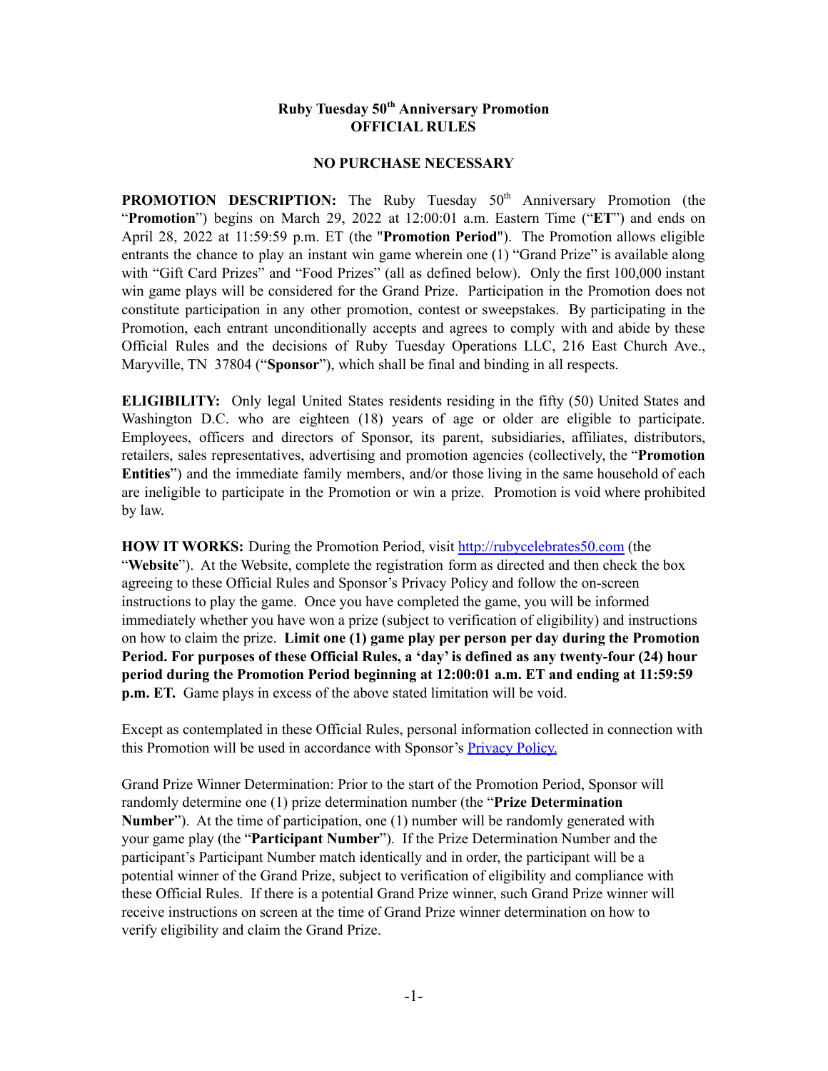**Ruby Tuesday 50th Anniversary Promotion**
**OFFICIAL RULES**

**NO PURCHASE NECESSARY**

**PROMOTION DESCRIPTION:** The Ruby Tuesday 50th Anniversary Promotion (the "**Promotion**") begins on March 29, 2022 at 12:00:01 a.m. Eastern Time ("**ET**") and ends on April 28, 2022 at 11:59:59 p.m. ET (the "**Promotion Period**"). The Promotion allows eligible entrants the chance to play an instant win game wherein one (1) "Grand Prize" is available along with "Gift Card Prizes" and "Food Prizes" (all as defined below). Only the first 100,000 instant win game plays will be considered for the Grand Prize. Participation in the Promotion does not constitute participation in any other promotion, contest or sweepstakes. By participating in the Promotion, each entrant unconditionally accepts and agrees to comply with and abide by these Official Rules and the decisions of Ruby Tuesday Operations LLC, 216 East Church Ave., Maryville, TN 37804 ("**Sponsor**"), which shall be final and binding in all respects.

**ELIGIBILITY:** Only legal United States residents residing in the fifty (50) United States and Washington D.C. who are eighteen (18) years of age or older are eligible to participate. Employees, officers and directors of Sponsor, its parent, subsidiaries, affiliates, distributors, retailers, sales representatives, advertising and promotion agencies (collectively, the "**Promotion Entities**") and the immediate family members, and/or those living in the same household of each are ineligible to participate in the Promotion or win a prize. Promotion is void where prohibited by law.

**HOW IT WORKS:** During the Promotion Period, visit [http://rubycelebrates50.com](http://rubycelebrates50.com) (the "**Website**"). At the Website, complete the registration form as directed and then check the box agreeing to these Official Rules and Sponsor's Privacy Policy and follow the on-screen instructions to play the game. Once you have completed the game, you will be informed immediately whether you have won a prize (subject to verification of eligibility) and instructions on how to claim the prize. **Limit one (1) game play per person per day during the Promotion Period. For purposes of these Official Rules, a 'day' is defined as any twenty-four (24) hour period during the Promotion Period beginning at 12:00:01 a.m. ET and ending at 11:59:59 p.m. ET.** Game plays in excess of the above stated limitation will be void.

Except as contemplated in these Official Rules, personal information collected in connection with this Promotion will be used in accordance with Sponsor's Privacy Policy.

Grand Prize Winner Determination: Prior to the start of the Promotion Period, Sponsor will randomly determine one (1) prize determination number (the "**Prize Determination Number**"). At the time of participation, one (1) number will be randomly generated with your game play (the "**Participant Number**"). If the Prize Determination Number and the participant's Participant Number match identically and in order, the participant will be a potential winner of the Grand Prize, subject to verification of eligibility and compliance with these Official Rules. If there is a potential Grand Prize winner, such Grand Prize winner will receive instructions on screen at the time of Grand Prize winner determination on how to verify eligibility and claim the Grand Prize.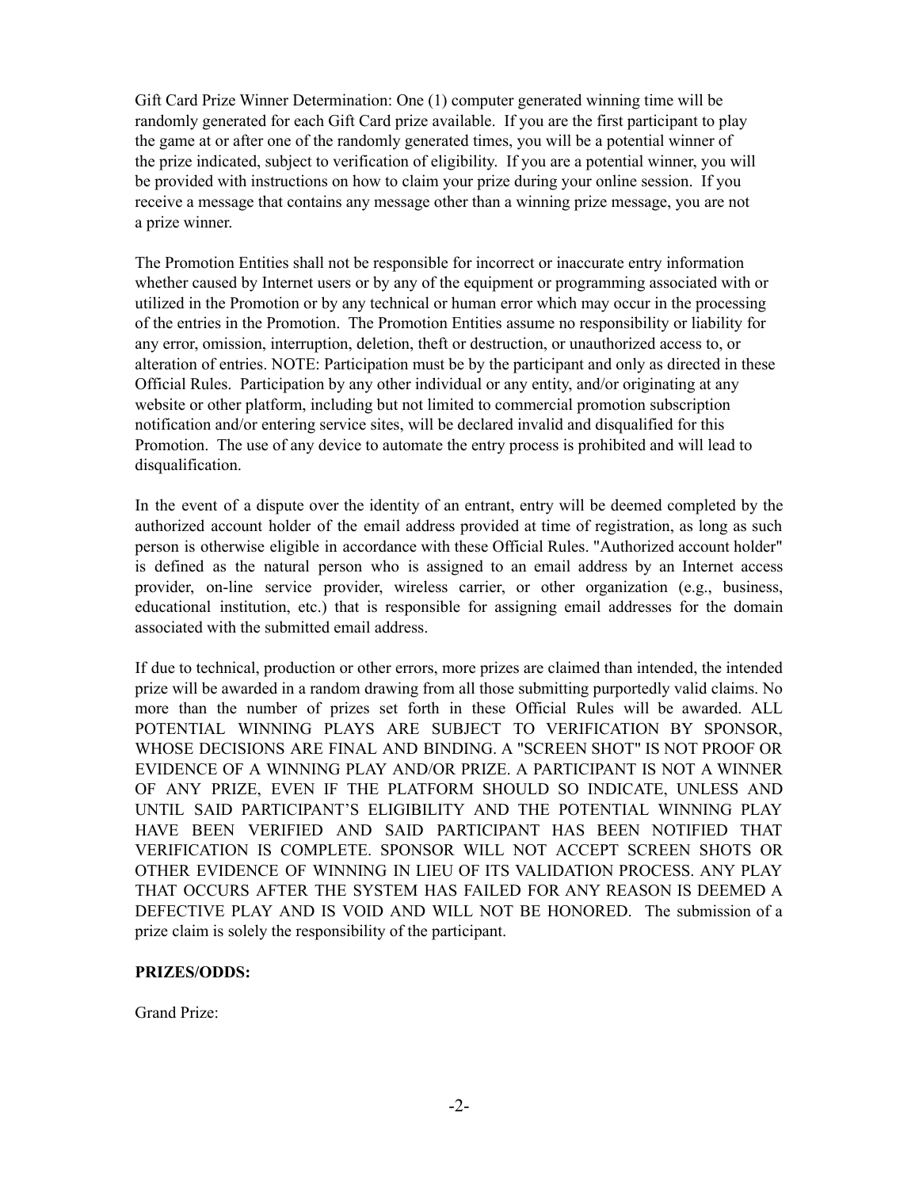Gift Card Prize Winner Determination: One (1) computer generated winning time will be randomly generated for each Gift Card prize available. If you are the first participant to play the game at or after one of the randomly generated times, you will be a potential winner of the prize indicated, subject to verification of eligibility. If you are a potential winner, you will be provided with instructions on how to claim your prize during your online session. If you receive a message that contains any message other than a winning prize message, you are not a prize winner.

The Promotion Entities shall not be responsible for incorrect or inaccurate entry information whether caused by Internet users or by any of the equipment or programming associated with or utilized in the Promotion or by any technical or human error which may occur in the processing of the entries in the Promotion. The Promotion Entities assume no responsibility or liability for any error, omission, interruption, deletion, theft or destruction, or unauthorized access to, or alteration of entries. NOTE: Participation must be by the participant and only as directed in these Official Rules. Participation by any other individual or any entity, and/or originating at any website or other platform, including but not limited to commercial promotion subscription notification and/or entering service sites, will be declared invalid and disqualified for this Promotion. The use of any device to automate the entry process is prohibited and will lead to disqualification.

In the event of a dispute over the identity of an entrant, entry will be deemed completed by the authorized account holder of the email address provided at time of registration, as long as such person is otherwise eligible in accordance with these Official Rules. "Authorized account holder" is defined as the natural person who is assigned to an email address by an Internet access provider, on-line service provider, wireless carrier, or other organization (e.g., business, educational institution, etc.) that is responsible for assigning email addresses for the domain associated with the submitted email address.

If due to technical, production or other errors, more prizes are claimed than intended, the intended prize will be awarded in a random drawing from all those submitting purportedly valid claims. No more than the number of prizes set forth in these Official Rules will be awarded. ALL POTENTIAL WINNING PLAYS ARE SUBJECT TO VERIFICATION BY SPONSOR, WHOSE DECISIONS ARE FINAL AND BINDING. A "SCREEN SHOT" IS NOT PROOF OR EVIDENCE OF A WINNING PLAY AND/OR PRIZE. A PARTICIPANT IS NOT A WINNER OF ANY PRIZE, EVEN IF THE PLATFORM SHOULD SO INDICATE, UNLESS AND UNTIL SAID PARTICIPANT'S ELIGIBILITY AND THE POTENTIAL WINNING PLAY HAVE BEEN VERIFIED AND SAID PARTICIPANT HAS BEEN NOTIFIED THAT VERIFICATION IS COMPLETE. SPONSOR WILL NOT ACCEPT SCREEN SHOTS OR OTHER EVIDENCE OF WINNING IN LIEU OF ITS VALIDATION PROCESS. ANY PLAY THAT OCCURS AFTER THE SYSTEM HAS FAILED FOR ANY REASON IS DEEMED A DEFECTIVE PLAY AND IS VOID AND WILL NOT BE HONORED. The submission of a prize claim is solely the responsibility of the participant.

**PRIZES/ODDS:**

Grand Prize: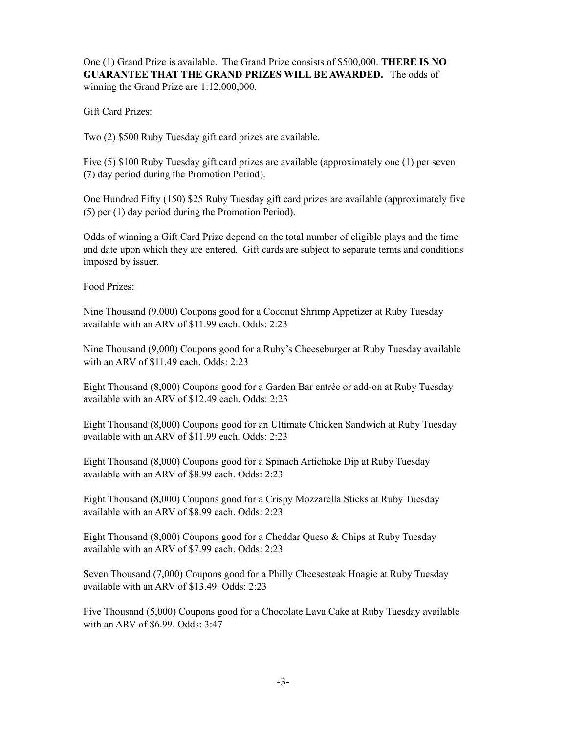One (1) Grand Prize is available. The Grand Prize consists of $500,000. **THERE IS NO GUARANTEE THAT THE GRAND PRIZES WILL BE AWARDED.** The odds of winning the Grand Prize are 1:12,000,000.

Gift Card Prizes:

Two (2) $500 Ruby Tuesday gift card prizes are available.

Five (5) $100 Ruby Tuesday gift card prizes are available (approximately one (1) per seven (7) day period during the Promotion Period).

One Hundred Fifty (150) $25 Ruby Tuesday gift card prizes are available (approximately five (5) per (1) day period during the Promotion Period).

Odds of winning a Gift Card Prize depend on the total number of eligible plays and the time and date upon which they are entered. Gift cards are subject to separate terms and conditions imposed by issuer.

Food Prizes:

Nine Thousand (9,000) Coupons good for a Coconut Shrimp Appetizer at Ruby Tuesday available with an ARV of $11.99 each. Odds: 2:23

Nine Thousand (9,000) Coupons good for a Ruby's Cheeseburger at Ruby Tuesday available with an ARV of $11.49 each. Odds: 2:23

Eight Thousand (8,000) Coupons good for a Garden Bar entrée or add-on at Ruby Tuesday available with an ARV of $12.49 each. Odds: 2:23

Eight Thousand (8,000) Coupons good for an Ultimate Chicken Sandwich at Ruby Tuesday available with an ARV of $11.99 each. Odds: 2:23

Eight Thousand (8,000) Coupons good for a Spinach Artichoke Dip at Ruby Tuesday available with an ARV of $8.99 each. Odds: 2:23

Eight Thousand (8,000) Coupons good for a Crispy Mozzarella Sticks at Ruby Tuesday available with an ARV of $8.99 each. Odds: 2:23

Eight Thousand (8,000) Coupons good for a Cheddar Queso & Chips at Ruby Tuesday available with an ARV of $7.99 each. Odds: 2:23

Seven Thousand (7,000) Coupons good for a Philly Cheesesteak Hoagie at Ruby Tuesday available with an ARV of $13.49. Odds: 2:23

Five Thousand (5,000) Coupons good for a Chocolate Lava Cake at Ruby Tuesday available with an ARV of $6.99. Odds: 3:47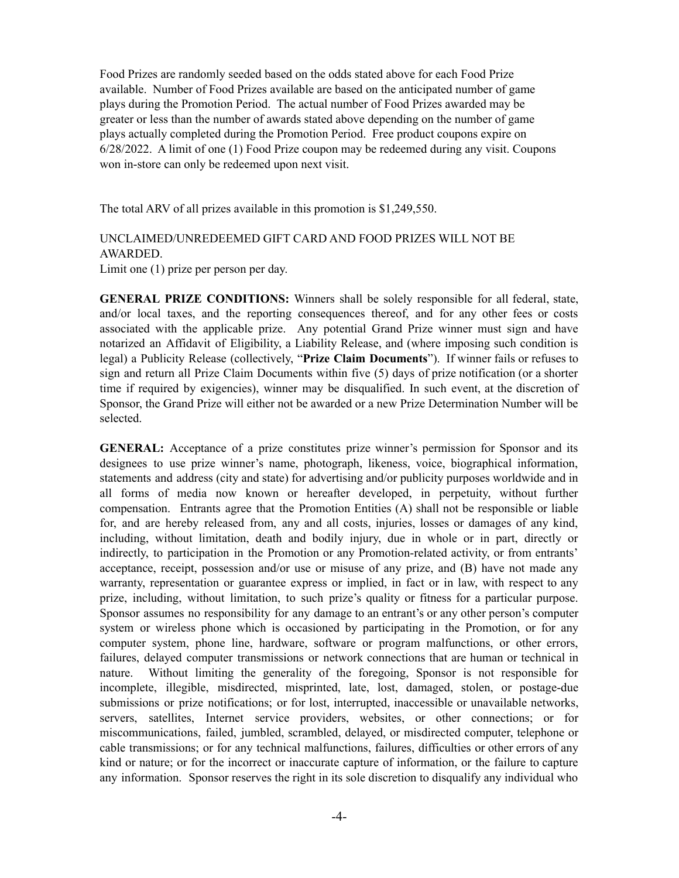Food Prizes are randomly seeded based on the odds stated above for each Food Prize available. Number of Food Prizes available are based on the anticipated number of game plays during the Promotion Period. The actual number of Food Prizes awarded may be greater or less than the number of awards stated above depending on the number of game plays actually completed during the Promotion Period. Free product coupons expire on 6/28/2022. A limit of one (1) Food Prize coupon may be redeemed during any visit. Coupons won in-store can only be redeemed upon next visit.

The total ARV of all prizes available in this promotion is $1,249,550.

UNCLAIMED/UNREDEEMED GIFT CARD AND FOOD PRIZES WILL NOT BE AWARDED.
Limit one (1) prize per person per day.

**GENERAL PRIZE CONDITIONS:** Winners shall be solely responsible for all federal, state, and/or local taxes, and the reporting consequences thereof, and for any other fees or costs associated with the applicable prize. Any potential Grand Prize winner must sign and have notarized an Affidavit of Eligibility, a Liability Release, and (where imposing such condition is legal) a Publicity Release (collectively, "**Prize Claim Documents**"). If winner fails or refuses to sign and return all Prize Claim Documents within five (5) days of prize notification (or a shorter time if required by exigencies), winner may be disqualified. In such event, at the discretion of Sponsor, the Grand Prize will either not be awarded or a new Prize Determination Number will be selected.

**GENERAL:** Acceptance of a prize constitutes prize winner's permission for Sponsor and its designees to use prize winner's name, photograph, likeness, voice, biographical information, statements and address (city and state) for advertising and/or publicity purposes worldwide and in all forms of media now known or hereafter developed, in perpetuity, without further compensation. Entrants agree that the Promotion Entities (A) shall not be responsible or liable for, and are hereby released from, any and all costs, injuries, losses or damages of any kind, including, without limitation, death and bodily injury, due in whole or in part, directly or indirectly, to participation in the Promotion or any Promotion-related activity, or from entrants' acceptance, receipt, possession and/or use or misuse of any prize, and (B) have not made any warranty, representation or guarantee express or implied, in fact or in law, with respect to any prize, including, without limitation, to such prize's quality or fitness for a particular purpose. Sponsor assumes no responsibility for any damage to an entrant's or any other person's computer system or wireless phone which is occasioned by participating in the Promotion, or for any computer system, phone line, hardware, software or program malfunctions, or other errors, failures, delayed computer transmissions or network connections that are human or technical in nature. Without limiting the generality of the foregoing, Sponsor is not responsible for incomplete, illegible, misdirected, misprinted, late, lost, damaged, stolen, or postage-due submissions or prize notifications; or for lost, interrupted, inaccessible or unavailable networks, servers, satellites, Internet service providers, websites, or other connections; or for miscommunications, failed, jumbled, scrambled, delayed, or misdirected computer, telephone or cable transmissions; or for any technical malfunctions, failures, difficulties or other errors of any kind or nature; or for the incorrect or inaccurate capture of information, or the failure to capture any information. Sponsor reserves the right in its sole discretion to disqualify any individual who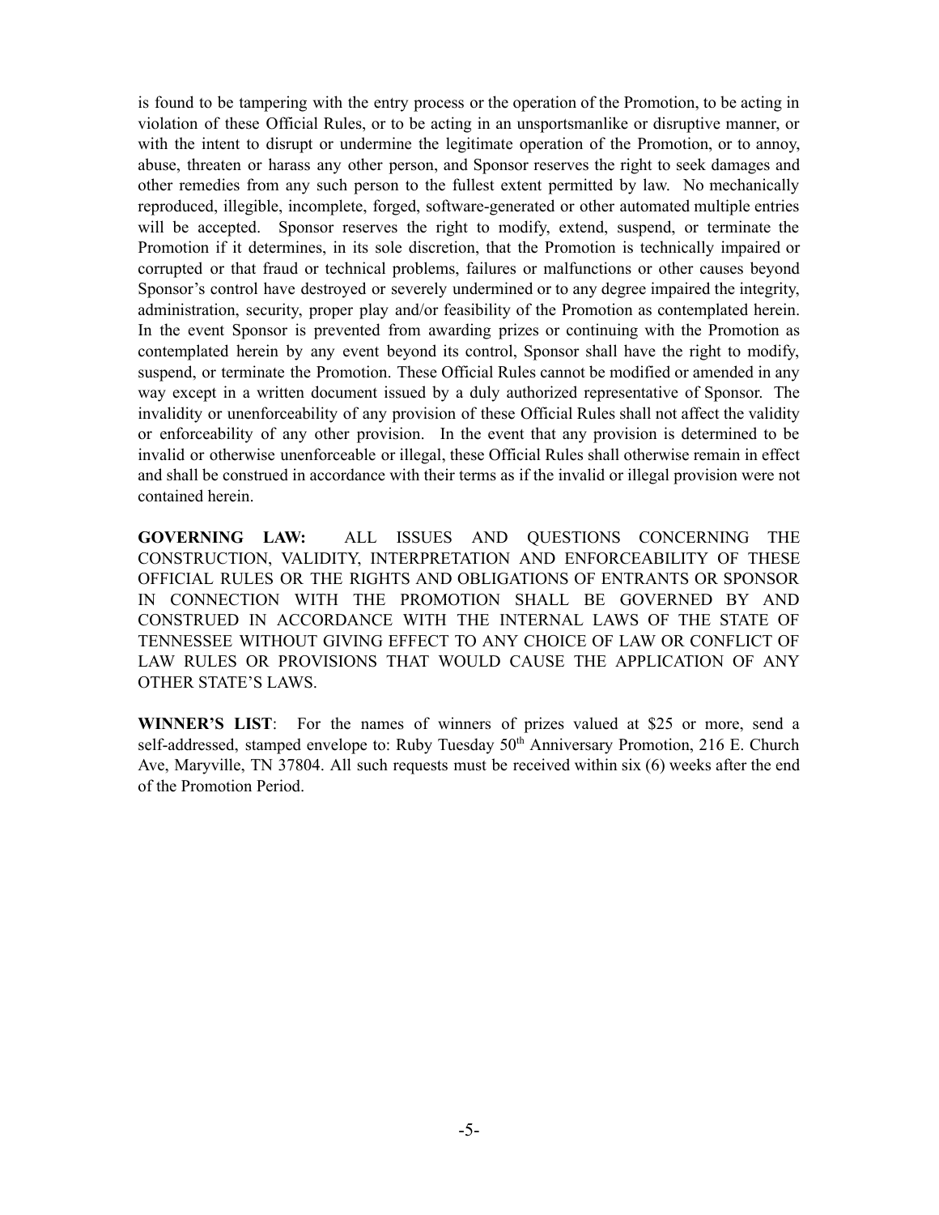is found to be tampering with the entry process or the operation of the Promotion, to be acting in violation of these Official Rules, or to be acting in an unsportsmanlike or disruptive manner, or with the intent to disrupt or undermine the legitimate operation of the Promotion, or to annoy, abuse, threaten or harass any other person, and Sponsor reserves the right to seek damages and other remedies from any such person to the fullest extent permitted by law. No mechanically reproduced, illegible, incomplete, forged, software-generated or other automated multiple entries will be accepted. Sponsor reserves the right to modify, extend, suspend, or terminate the Promotion if it determines, in its sole discretion, that the Promotion is technically impaired or corrupted or that fraud or technical problems, failures or malfunctions or other causes beyond Sponsor's control have destroyed or severely undermined or to any degree impaired the integrity, administration, security, proper play and/or feasibility of the Promotion as contemplated herein. In the event Sponsor is prevented from awarding prizes or continuing with the Promotion as contemplated herein by any event beyond its control, Sponsor shall have the right to modify, suspend, or terminate the Promotion. These Official Rules cannot be modified or amended in any way except in a written document issued by a duly authorized representative of Sponsor. The invalidity or unenforceability of any provision of these Official Rules shall not affect the validity or enforceability of any other provision. In the event that any provision is determined to be invalid or otherwise unenforceable or illegal, these Official Rules shall otherwise remain in effect and shall be construed in accordance with their terms as if the invalid or illegal provision were not contained herein.

**GOVERNING LAW:** ALL ISSUES AND QUESTIONS CONCERNING THE CONSTRUCTION, VALIDITY, INTERPRETATION AND ENFORCEABILITY OF THESE OFFICIAL RULES OR THE RIGHTS AND OBLIGATIONS OF ENTRANTS OR SPONSOR IN CONNECTION WITH THE PROMOTION SHALL BE GOVERNED BY AND CONSTRUED IN ACCORDANCE WITH THE INTERNAL LAWS OF THE STATE OF TENNESSEE WITHOUT GIVING EFFECT TO ANY CHOICE OF LAW OR CONFLICT OF LAW RULES OR PROVISIONS THAT WOULD CAUSE THE APPLICATION OF ANY OTHER STATE'S LAWS.

**WINNER'S LIST**: For the names of winners of prizes valued at $25 or more, send a self-addressed, stamped envelope to: Ruby Tuesday 50th Anniversary Promotion, 216 E. Church Ave, Maryville, TN 37804. All such requests must be received within six (6) weeks after the end of the Promotion Period.